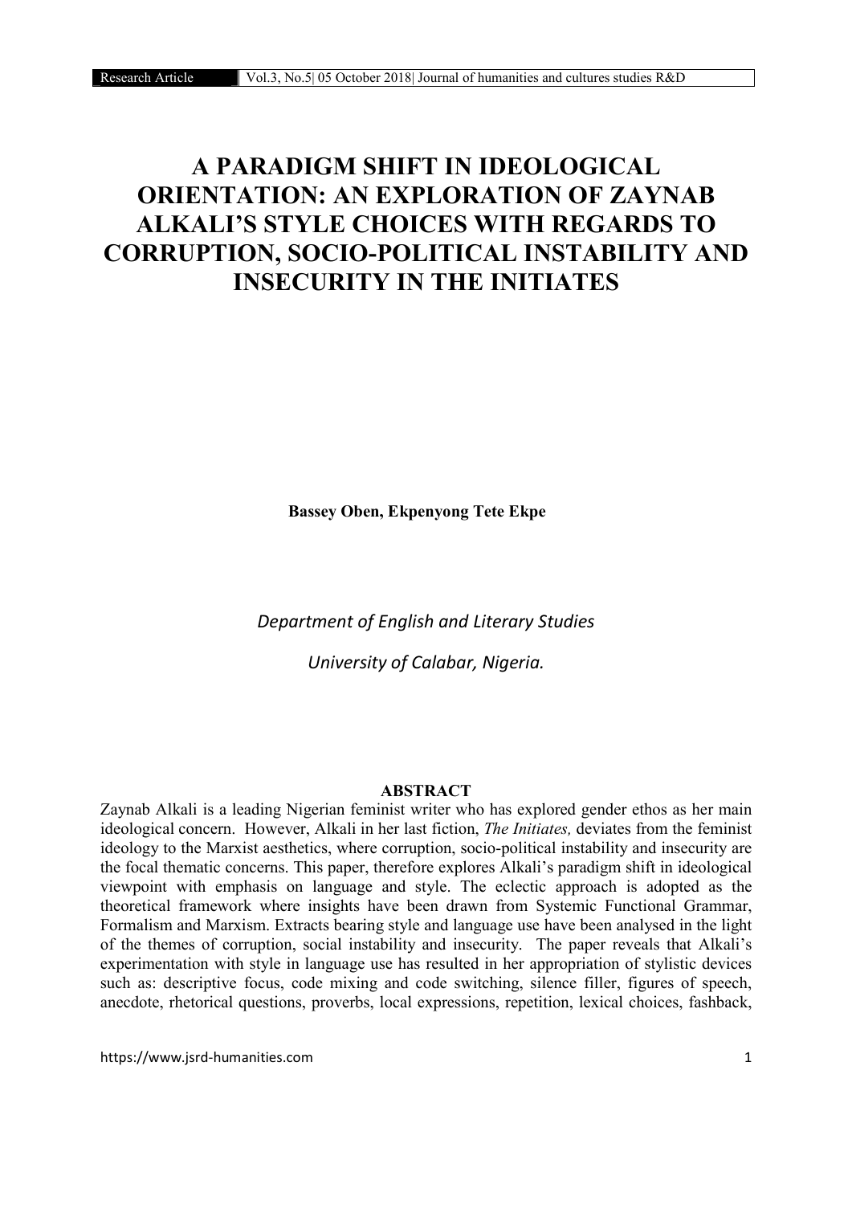# A PARADIGM SHIFT IN IDEOLOGICAL ORIENTATION: AN EXPLORATION OF ZAYNAB ALKALI'S STYLE CHOICES WITH REGARDS TO CORRUPTION, SOCIO-POLITICAL INSTABILITY AND INSECURITY IN THE INITIATES

**Bassey Oben, Ekpenyong Tete Ekpe**

*Department of English and Literary Studies*

*University of Calabar, Nigeria.*

## ABSTRACT

Zaynab Alkali is a leading Nigerian feminist writer who has explored gender ethos as her main ideological concern. However, Alkali in her last fiction, *The Initiates,* deviates from the feminist ideology to the Marxist aesthetics, where corruption, socio-political instability and insecurity are the focal thematic concerns. This paper, therefore explores Alkali's paradigm shift in ideological viewpoint with emphasis on language and style. The eclectic approach is adopted as the theoretical framework where insights have been drawn from Systemic Functional Grammar, Formalism and Marxism. Extracts bearing style and language use have been analysed in the light of the themes of corruption, social instability and insecurity. The paper reveals that Alkali's experimentation with style in language use has resulted in her appropriation of stylistic devices such as: descriptive focus, code mixing and code switching, silence filler, figures of speech, anecdote, rhetorical questions, proverbs, local expressions, repetition, lexical choices, fashback,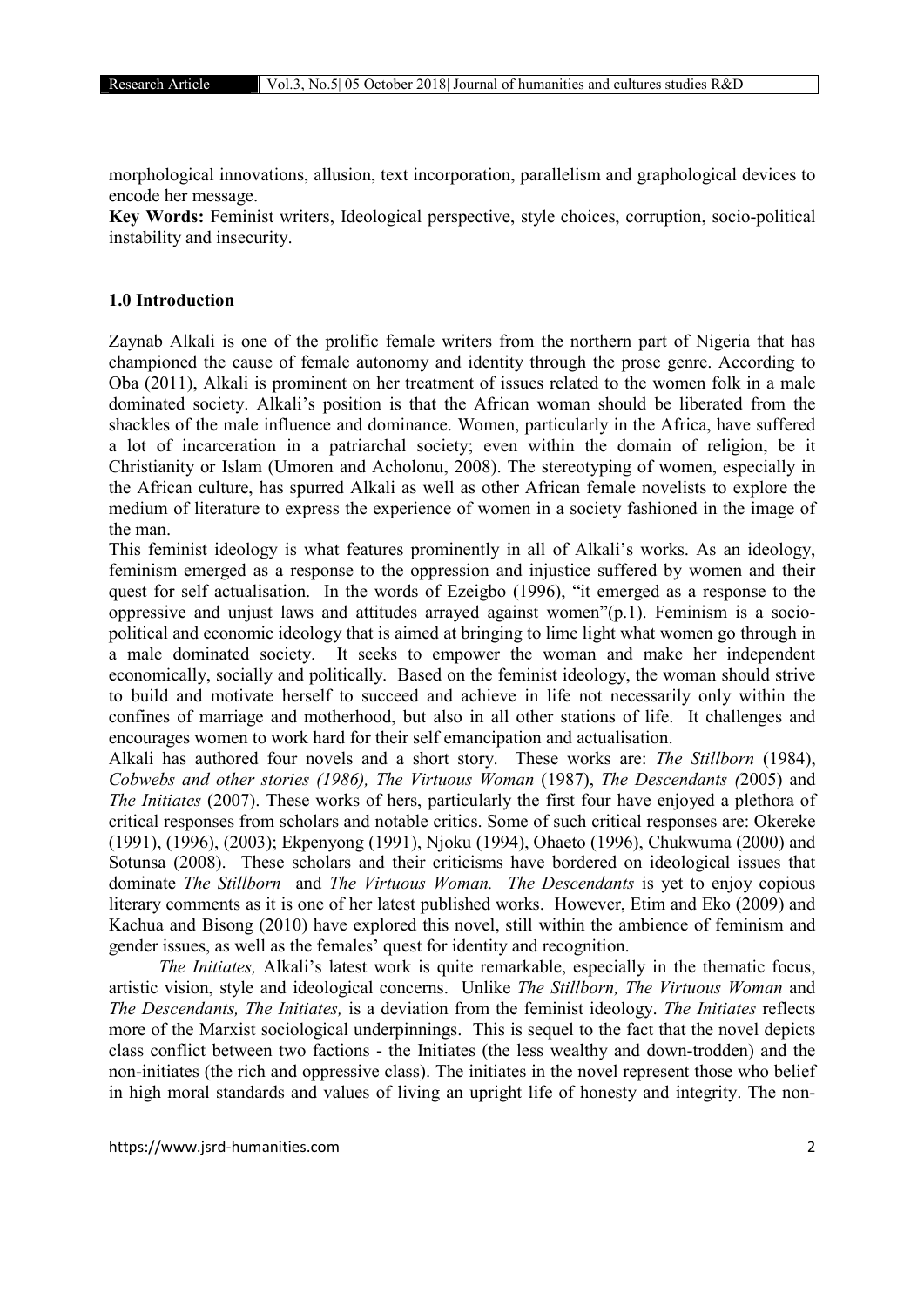morphological innovations, allusion, text incorporation, parallelism and graphological devices to encode her message.

**Key Words:** Feminist writers, Ideological perspective, style choices, corruption, socio-political instability and insecurity.

## 1.0 Introduction

Zaynab Alkali is one of the prolific female writers from the northern part of Nigeria that has championed the cause of female autonomy and identity through the prose genre. According to Oba (2011), Alkali is prominent on her treatment of issues related to the women folk in a male dominated society. Alkali's position is that the African woman should be liberated from the shackles of the male influence and dominance. Women, particularly in the Africa, have suffered a lot of incarceration in a patriarchal society; even within the domain of religion, be it Christianity or Islam (Umoren and Acholonu, 2008). The stereotyping of women, especially in the African culture, has spurred Alkali as well as other African female novelists to explore the medium of literature to express the experience of women in a society fashioned in the image of the man.

This feminist ideology is what features prominently in all of Alkali's works. As an ideology, feminism emerged as a response to the oppression and injustice suffered by women and their quest for self actualisation. In the words of Ezeigbo (1996), "it emerged as a response to the oppressive and unjust laws and attitudes arrayed against women"(p.1). Feminism is a socio-political and economic ideology that is aimed at bringing to lime light what women go through in a male dominated society. It seeks to empower the woman and make her independent economically, socially and politically. Based on the feminist ideology, the woman should strive to build and motivate herself to succeed and achieve in life not necessarily only within the confines of marriage and motherhood, but also in all other stations of life. It challenges and encourages women to work hard for their self emancipation and actualisation.

Alkali has authored four novels and a short story. These works are: *The Stillborn* (1984), *Cobwebs and other stories (1986), The Virtuous Woman* (1987), *The Descendants (*2005) and *The Initiates* (2007). These works of hers, particularly the first four have enjoyed a plethora of critical responses from scholars and notable critics. Some of such critical responses are: Okereke (1991), (1996), (2003); Ekpenyong (1991), Njoku (1994), Ohaeto (1996), Chukwuma (2000) and Sotunsa (2008). These scholars and their criticisms have bordered on ideological issues that dominate *The Stillborn* and *The Virtuous Woman. The Descendants* is yet to enjoy copious literary comments as it is one of her latest published works. However, Etim and Eko (2009) and Kachua and Bisong (2010) have explored this novel, still within the ambience of feminism and gender issues, as well as the females' quest for identity and recognition.

*The Initiates,* Alkali's latest work is quite remarkable, especially in the thematic focus, artistic vision, style and ideological concerns. Unlike *The Stillborn, The Virtuous Woman* and *The Descendants, The Initiates,* is a deviation from the feminist ideology. *The Initiates* reflects more of the Marxist sociological underpinnings. This is sequel to the fact that the novel depicts class conflict between two factions - the Initiates (the less wealthy and down-trodden) and the non-initiates (the rich and oppressive class). The initiates in the novel represent those who belief in high moral standards and values of living an upright life of honesty and integrity. The non-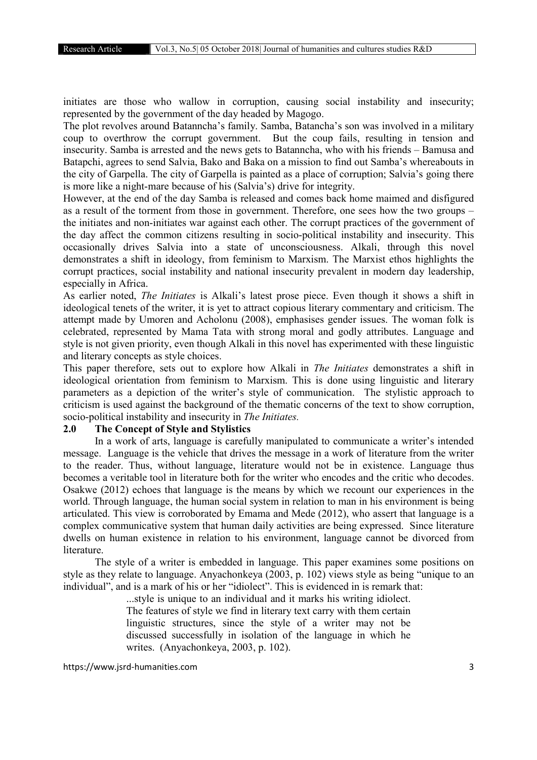initiates are those who wallow in corruption, causing social instability and insecurity; represented by the government of the day headed by Magogo.

The plot revolves around Batanncha's family. Samba, Batancha's son was involved in a military coup to overthrow the corrupt government. But the coup fails, resulting in tension and insecurity. Samba is arrested and the news gets to Batanncha, who with his friends – Bamusa and Batapchi, agrees to send Salvia, Bako and Baka on a mission to find out Samba's whereabouts in the city of Garpella. The city of Garpella is painted as a place of corruption; Salvia's going there is more like a night-mare because of his (Salvia's) drive for integrity.

However, at the end of the day Samba is released and comes back home maimed and disfigured as a result of the torment from those in government. Therefore, one sees how the two groups – the initiates and non-initiates war against each other. The corrupt practices of the government of the day affect the common citizens resulting in socio-political instability and insecurity. This occasionally drives Salvia into a state of unconsciousness. Alkali, through this novel demonstrates a shift in ideology, from feminism to Marxism. The Marxist ethos highlights the corrupt practices, social instability and national insecurity prevalent in modern day leadership, especially in Africa.

As earlier noted, *The Initiates* is Alkali's latest prose piece. Even though it shows a shift in ideological tenets of the writer, it is yet to attract copious literary commentary and criticism. The attempt made by Umoren and Acholonu (2008), emphasises gender issues. The woman folk is celebrated, represented by Mama Tata with strong moral and godly attributes. Language and style is not given priority, even though Alkali in this novel has experimented with these linguistic and literary concepts as style choices.

This paper therefore, sets out to explore how Alkali in *The Initiates* demonstrates a shift in ideological orientation from feminism to Marxism. This is done using linguistic and literary parameters as a depiction of the writer's style of communication. The stylistic approach to criticism is used against the background of the thematic concerns of the text to show corruption, socio-political instability and insecurity in *The Initiates.*

## 2.0 The Concept of Style and Stylistics

In a work of arts, language is carefully manipulated to communicate a writer's intended message. Language is the vehicle that drives the message in a work of literature from the writer to the reader. Thus, without language, literature would not be in existence. Language thus becomes a veritable tool in literature both for the writer who encodes and the critic who decodes. Osakwe (2012) echoes that language is the means by which we recount our experiences in the world. Through language, the human social system in relation to man in his environment is being articulated. This view is corroborated by Emama and Mede (2012), who assert that language is a complex communicative system that human daily activities are being expressed. Since literature dwells on human existence in relation to his environment, language cannot be divorced from literature.

The style of a writer is embedded in language. This paper examines some positions on style as they relate to language. Anyachonkeya (2003, p. 102) views style as being "unique to an individual", and is a mark of his or her "idiolect". This is evidenced in is remark that:

> ...style is unique to an individual and it marks his writing idiolect. The features of style we find in literary text carry with them certain linguistic structures, since the style of a writer may not be discussed successfully in isolation of the language in which he writes. (Anyachonkeya, 2003, p. 102).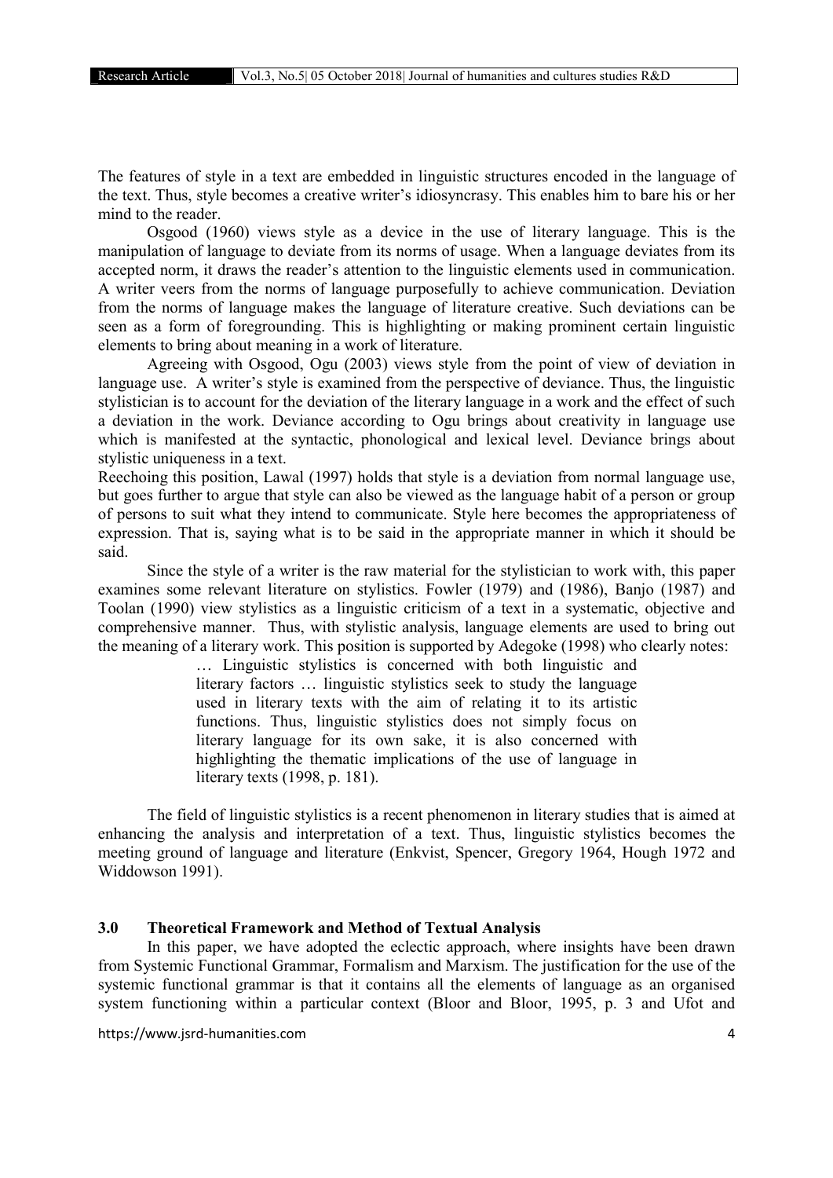The features of style in a text are embedded in linguistic structures encoded in the language of the text. Thus, style becomes a creative writer's idiosyncrasy. This enables him to bare his or her mind to the reader.

Osgood (1960) views style as a device in the use of literary language. This is the manipulation of language to deviate from its norms of usage. When a language deviates from its accepted norm, it draws the reader's attention to the linguistic elements used in communication. A writer veers from the norms of language purposefully to achieve communication. Deviation from the norms of language makes the language of literature creative. Such deviations can be seen as a form of foregrounding. This is highlighting or making prominent certain linguistic elements to bring about meaning in a work of literature.

Agreeing with Osgood, Ogu (2003) views style from the point of view of deviation in language use. A writer's style is examined from the perspective of deviance. Thus, the linguistic stylistician is to account for the deviation of the literary language in a work and the effect of such a deviation in the work. Deviance according to Ogu brings about creativity in language use which is manifested at the syntactic, phonological and lexical level. Deviance brings about stylistic uniqueness in a text.

Reechoing this position, Lawal (1997) holds that style is a deviation from normal language use, but goes further to argue that style can also be viewed as the language habit of a person or group of persons to suit what they intend to communicate. Style here becomes the appropriateness of expression. That is, saying what is to be said in the appropriate manner in which it should be said.

Since the style of a writer is the raw material for the stylistician to work with, this paper examines some relevant literature on stylistics. Fowler (1979) and (1986), Banjo (1987) and Toolan (1990) view stylistics as a linguistic criticism of a text in a systematic, objective and comprehensive manner. Thus, with stylistic analysis, language elements are used to bring out the meaning of a literary work. This position is supported by Adegoke (1998) who clearly notes:

> … Linguistic stylistics is concerned with both linguistic and literary factors … linguistic stylistics seek to study the language used in literary texts with the aim of relating it to its artistic functions. Thus, linguistic stylistics does not simply focus on literary language for its own sake, it is also concerned with highlighting the thematic implications of the use of language in literary texts (1998, p. 181).

The field of linguistic stylistics is a recent phenomenon in literary studies that is aimed at enhancing the analysis and interpretation of a text. Thus, linguistic stylistics becomes the meeting ground of language and literature (Enkvist, Spencer, Gregory 1964, Hough 1972 and Widdowson 1991).

## 3.0 Theoretical Framework and Method of Textual Analysis

In this paper, we have adopted the eclectic approach, where insights have been drawn from Systemic Functional Grammar, Formalism and Marxism. The justification for the use of the systemic functional grammar is that it contains all the elements of language as an organised system functioning within a particular context (Bloor and Bloor, 1995, p. 3 and Ufot and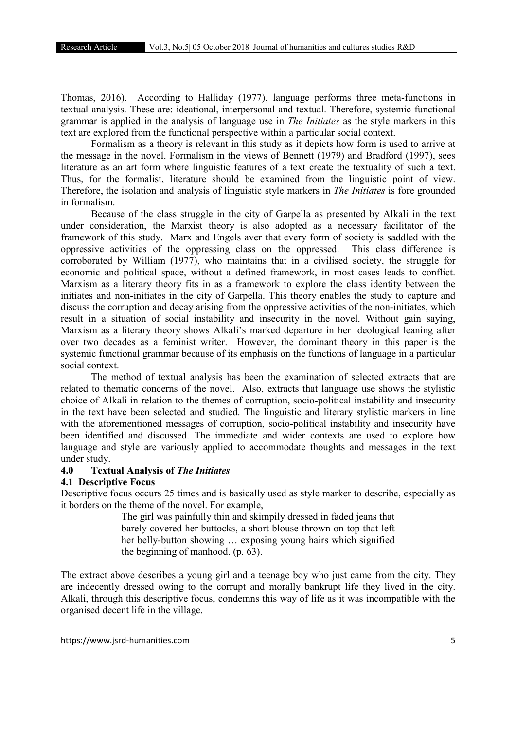Thomas, 2016). According to Halliday (1977), language performs three meta-functions in textual analysis. These are: ideational, interpersonal and textual. Therefore, systemic functional grammar is applied in the analysis of language use in *The Initiates* as the style markers in this text are explored from the functional perspective within a particular social context.

Formalism as a theory is relevant in this study as it depicts how form is used to arrive at the message in the novel. Formalism in the views of Bennett (1979) and Bradford (1997), sees literature as an art form where linguistic features of a text create the textuality of such a text. Thus, for the formalist, literature should be examined from the linguistic point of view. Therefore, the isolation and analysis of linguistic style markers in *The Initiates* is fore grounded in formalism.

Because of the class struggle in the city of Garpella as presented by Alkali in the text under consideration, the Marxist theory is also adopted as a necessary facilitator of the framework of this study. Marx and Engels aver that every form of society is saddled with the oppressive activities of the oppressing class on the oppressed. This class difference is corroborated by William (1977), who maintains that in a civilised society, the struggle for economic and political space, without a defined framework, in most cases leads to conflict. Marxism as a literary theory fits in as a framework to explore the class identity between the initiates and non-initiates in the city of Garpella. This theory enables the study to capture and discuss the corruption and decay arising from the oppressive activities of the non-initiates, which result in a situation of social instability and insecurity in the novel. Without gain saying, Marxism as a literary theory shows Alkali's marked departure in her ideological leaning after over two decades as a feminist writer. However, the dominant theory in this paper is the systemic functional grammar because of its emphasis on the functions of language in a particular social context.

The method of textual analysis has been the examination of selected extracts that are related to thematic concerns of the novel. Also, extracts that language use shows the stylistic choice of Alkali in relation to the themes of corruption, socio-political instability and insecurity in the text have been selected and studied. The linguistic and literary stylistic markers in line with the aforementioned messages of corruption, socio-political instability and insecurity have been identified and discussed. The immediate and wider contexts are used to explore how language and style are variously applied to accommodate thoughts and messages in the text under study.

## 4.0 Textual Analysis of *The Initiates*

### 4.1 Descriptive Focus

Descriptive focus occurs 25 times and is basically used as style marker to describe, especially as it borders on the theme of the novel. For example,

> The girl was painfully thin and skimpily dressed in faded jeans that barely covered her buttocks, a short blouse thrown on top that left her belly-button showing … exposing young hairs which signified the beginning of manhood. (p. 63).

The extract above describes a young girl and a teenage boy who just came from the city. They are indecently dressed owing to the corrupt and morally bankrupt life they lived in the city. Alkali, through this descriptive focus, condemns this way of life as it was incompatible with the organised decent life in the village.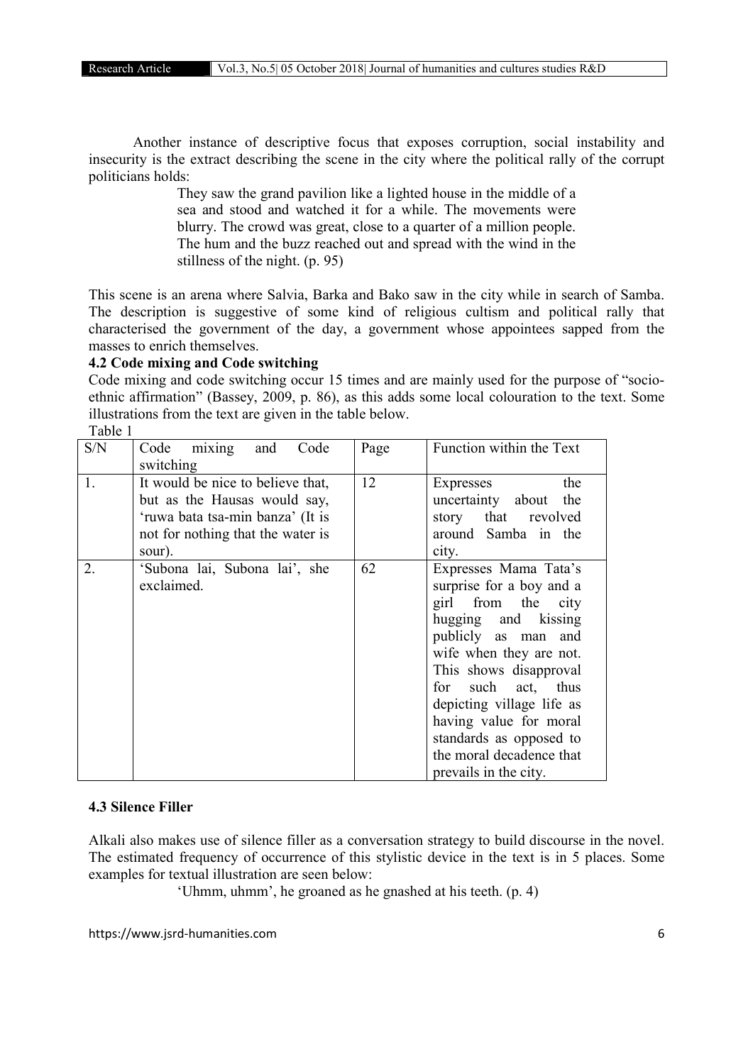Another instance of descriptive focus that exposes corruption, social instability and insecurity is the extract describing the scene in the city where the political rally of the corrupt politicians holds:

> They saw the grand pavilion like a lighted house in the middle of a sea and stood and watched it for a while. The movements were blurry. The crowd was great, close to a quarter of a million people. The hum and the buzz reached out and spread with the wind in the stillness of the night. (p. 95)

This scene is an arena where Salvia, Barka and Bako saw in the city while in search of Samba. The description is suggestive of some kind of religious cultism and political rally that characterised the government of the day, a government whose appointees sapped from the masses to enrich themselves.

**4.2 Code mixing and Code switching**

Code mixing and code switching occur 15 times and are mainly used for the purpose of "socio-ethnic affirmation" (Bassey, 2009, p. 86), as this adds some local colouration to the text. Some illustrations from the text are given in the table below.

Table 1

| S/N | Code mixing and Code switching | Page | Function within the Text |
|---|---|---|---|
| 1. | It would be nice to believe that, but as the Hausas would say, 'ruwa bata tsa-min banza' (It is not for nothing that the water is sour). | 12 | Expresses the uncertainty about the story that revolved around Samba in the city. |
| 2. | 'Subona lai, Subona lai', she exclaimed. | 62 | Expresses Mama Tata's surprise for a boy and a girl from the city hugging and kissing publicly as man and wife when they are not. This shows disapproval for such act, thus depicting village life as having value for moral standards as opposed to the moral decadence that prevails in the city. |

**4.3 Silence Filler**

Alkali also makes use of silence filler as a conversation strategy to build discourse in the novel. The estimated frequency of occurrence of this stylistic device in the text is in 5 places. Some examples for textual illustration are seen below:

> 'Uhmm, uhmm', he groaned as he gnashed at his teeth. (p. 4)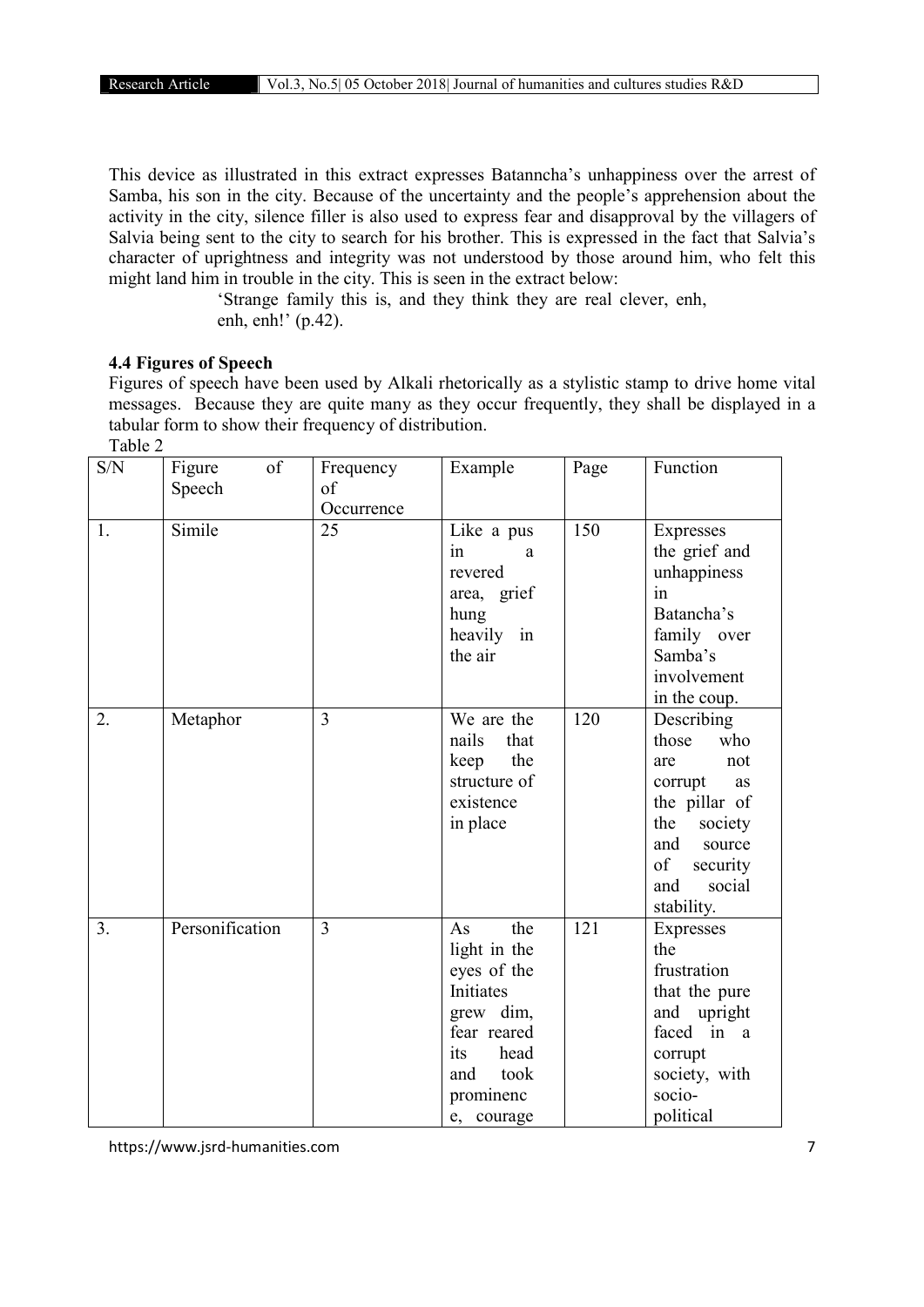This device as illustrated in this extract expresses Batanncha's unhappiness over the arrest of Samba, his son in the city. Because of the uncertainty and the people's apprehension about the activity in the city, silence filler is also used to express fear and disapproval by the villagers of Salvia being sent to the city to search for his brother. This is expressed in the fact that Salvia's character of uprightness and integrity was not understood by those around him, who felt this might land him in trouble in the city. This is seen in the extract below:

> 'Strange family this is, and they think they are real clever, enh, enh, enh!' (p.42).

### 4.4 Figures of Speech

Figures of speech have been used by Alkali rhetorically as a stylistic stamp to drive home vital messages. Because they are quite many as they occur frequently, they shall be displayed in a tabular form to show their frequency of distribution.

Table 2

| S/N | Figure of Speech | Frequency of Occurrence | Example | Page | Function |
|---|---|---|---|---|---|
| 1. | Simile | 25 | Like a pus in a revered area, grief hung heavily in the air | 150 | Expresses the grief and unhappiness in Batancha's family over Samba's involvement in the coup. |
| 2. | Metaphor | 3 | We are the nails that keep the structure of existence in place | 120 | Describing those who are not corrupt as the pillar of the society and source of security and social stability. |
| 3. | Personification | 3 | As the light in the eyes of the Initiates grew dim, fear reared its head and took prominence, courage | 121 | Expresses the frustration that the pure and upright faced in a corrupt society, with socio-political |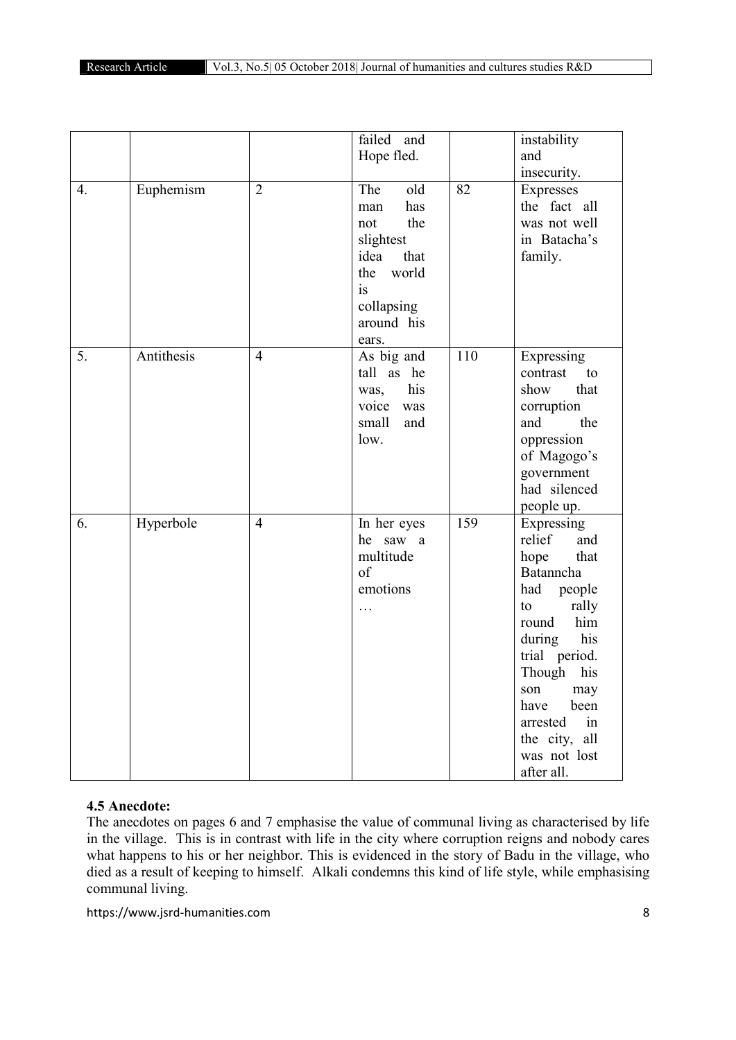|  |  |  | failed and Hope fled. |  | instability and insecurity. |
|---|---|---|---|---|---|
| 4. | Euphemism | 2 | The old man has not the slightest idea that the world is collapsing around his ears. | 82 | Expresses the fact all was not well in Batacha's family. |
| 5. | Antithesis | 4 | As big and tall as he was, his voice was small and low. | 110 | Expressing contrast to show that corruption and the oppression of Magogo's government had silenced people up. |
| 6. | Hyperbole | 4 | In her eyes he saw a multitude of emotions … | 159 | Expressing relief and hope that Batanncha had people to rally round him during his trial period. Though his son may have been arrested in the city, all was not lost after all. |

**4.5 Anecdote:**

The anecdotes on pages 6 and 7 emphasise the value of communal living as characterised by life in the village. This is in contrast with life in the city where corruption reigns and nobody cares what happens to his or her neighbor. This is evidenced in the story of Badu in the village, who died as a result of keeping to himself. Alkali condemns this kind of life style, while emphasising communal living.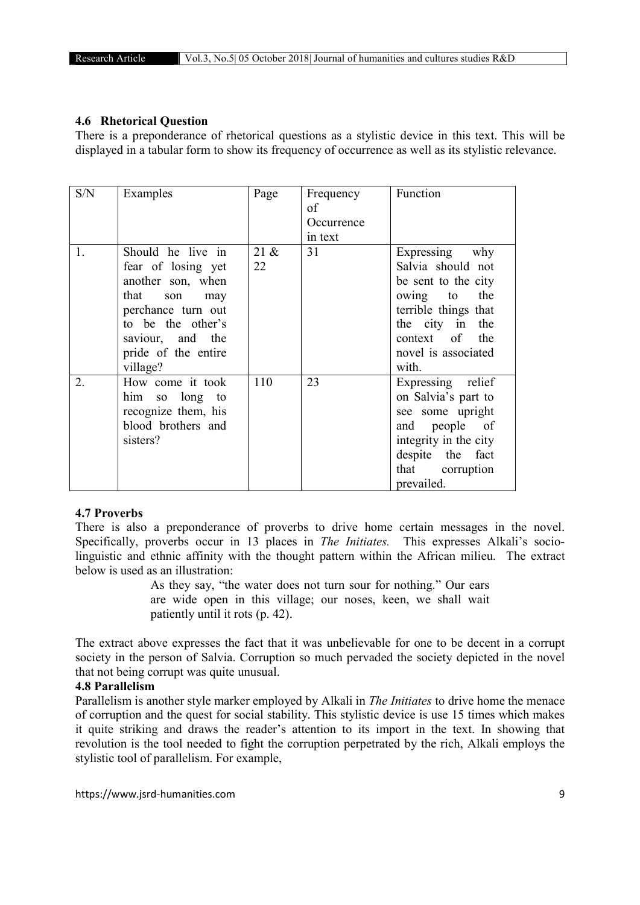### 4.6 Rhetorical Question

There is a preponderance of rhetorical questions as a stylistic device in this text. This will be displayed in a tabular form to show its frequency of occurrence as well as its stylistic relevance.

| S/N | Examples | Page | Frequency of Occurrence in text | Function |
|---|---|---|---|---|
| 1. | Should he live in fear of losing yet another son, when that son may perchance turn out to be the other's saviour, and the pride of the entire village? | 21 & 22 | 31 | Expressing why Salvia should not be sent to the city owing to the terrible things that the city in the context of the novel is associated with. |
| 2. | How come it took him so long to recognize them, his blood brothers and sisters? | 110 | 23 | Expressing relief on Salvia's part to see some upright and people of integrity in the city despite the fact that corruption prevailed. |

### 4.7 Proverbs

There is also a preponderance of proverbs to drive home certain messages in the novel. Specifically, proverbs occur in 13 places in *The Initiates.* This expresses Alkali's socio-linguistic and ethnic affinity with the thought pattern within the African milieu. The extract below is used as an illustration:

> As they say, "the water does not turn sour for nothing." Our ears are wide open in this village; our noses, keen, we shall wait patiently until it rots (p. 42).

The extract above expresses the fact that it was unbelievable for one to be decent in a corrupt society in the person of Salvia. Corruption so much pervaded the society depicted in the novel that not being corrupt was quite unusual.

### 4.8 Parallelism

Parallelism is another style marker employed by Alkali in *The Initiates* to drive home the menace of corruption and the quest for social stability. This stylistic device is use 15 times which makes it quite striking and draws the reader's attention to its import in the text. In showing that revolution is the tool needed to fight the corruption perpetrated by the rich, Alkali employs the stylistic tool of parallelism. For example,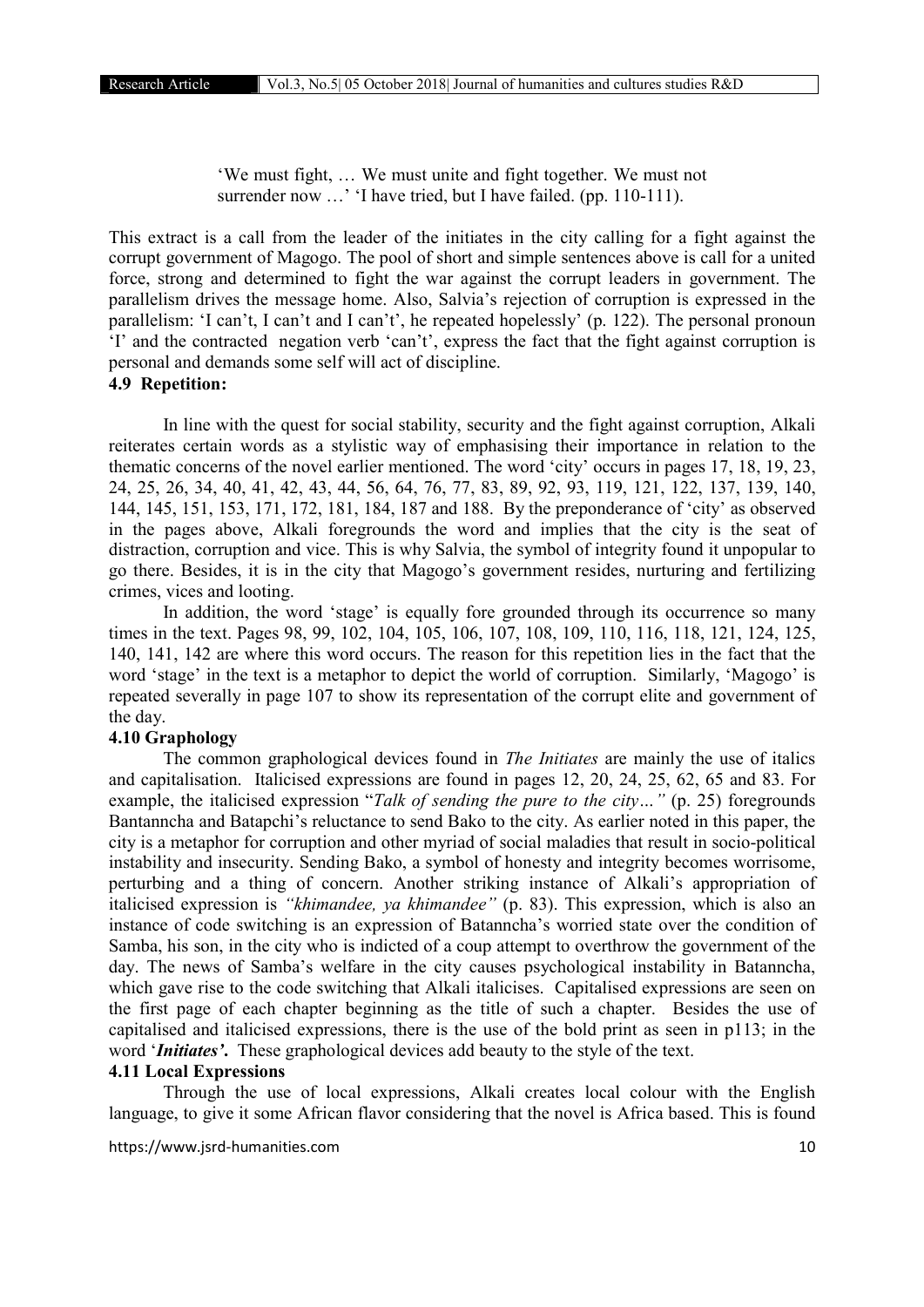> 'We must fight, … We must unite and fight together. We must not surrender now …' 'I have tried, but I have failed. (pp. 110-111).

This extract is a call from the leader of the initiates in the city calling for a fight against the corrupt government of Magogo. The pool of short and simple sentences above is call for a united force, strong and determined to fight the war against the corrupt leaders in government. The parallelism drives the message home. Also, Salvia's rejection of corruption is expressed in the parallelism: 'I can't, I can't and I can't', he repeated hopelessly' (p. 122). The personal pronoun 'I' and the contracted negation verb 'can't', express the fact that the fight against corruption is personal and demands some self will act of discipline.

### 4.9 Repetition:

In line with the quest for social stability, security and the fight against corruption, Alkali reiterates certain words as a stylistic way of emphasising their importance in relation to the thematic concerns of the novel earlier mentioned. The word 'city' occurs in pages 17, 18, 19, 23, 24, 25, 26, 34, 40, 41, 42, 43, 44, 56, 64, 76, 77, 83, 89, 92, 93, 119, 121, 122, 137, 139, 140, 144, 145, 151, 153, 171, 172, 181, 184, 187 and 188. By the preponderance of 'city' as observed in the pages above, Alkali foregrounds the word and implies that the city is the seat of distraction, corruption and vice. This is why Salvia, the symbol of integrity found it unpopular to go there. Besides, it is in the city that Magogo's government resides, nurturing and fertilizing crimes, vices and looting.

In addition, the word 'stage' is equally fore grounded through its occurrence so many times in the text. Pages 98, 99, 102, 104, 105, 106, 107, 108, 109, 110, 116, 118, 121, 124, 125, 140, 141, 142 are where this word occurs. The reason for this repetition lies in the fact that the word 'stage' in the text is a metaphor to depict the world of corruption. Similarly, 'Magogo' is repeated severally in page 107 to show its representation of the corrupt elite and government of the day.

### 4.10 Graphology

The common graphological devices found in *The Initiates* are mainly the use of italics and capitalisation. Italicised expressions are found in pages 12, 20, 24, 25, 62, 65 and 83. For example, the italicised expression "*Talk of sending the pure to the city…"* (p. 25) foregrounds Bantanncha and Batapchi's reluctance to send Bako to the city. As earlier noted in this paper, the city is a metaphor for corruption and other myriad of social maladies that result in socio-political instability and insecurity. Sending Bako, a symbol of honesty and integrity becomes worrisome, perturbing and a thing of concern. Another striking instance of Alkali's appropriation of italicised expression is *"khimandee, ya khimandee"* (p. 83). This expression, which is also an instance of code switching is an expression of Batanncha's worried state over the condition of Samba, his son, in the city who is indicted of a coup attempt to overthrow the government of the day. The news of Samba's welfare in the city causes psychological instability in Batanncha, which gave rise to the code switching that Alkali italicises. Capitalised expressions are seen on the first page of each chapter beginning as the title of such a chapter. Besides the use of capitalised and italicised expressions, there is the use of the bold print as seen in p113; in the word '***Initiates'***. These graphological devices add beauty to the style of the text.

### 4.11 Local Expressions

Through the use of local expressions, Alkali creates local colour with the English language, to give it some African flavor considering that the novel is Africa based. This is found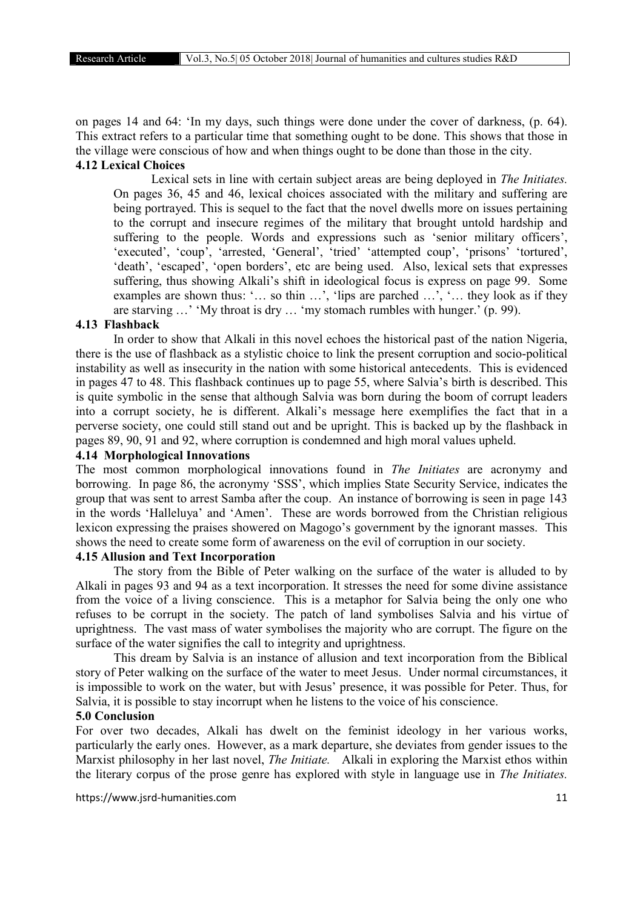on pages 14 and 64: 'In my days, such things were done under the cover of darkness, (p. 64). This extract refers to a particular time that something ought to be done. This shows that those in the village were conscious of how and when things ought to be done than those in the city.

### 4.12 Lexical Choices

Lexical sets in line with certain subject areas are being deployed in *The Initiates.* On pages 36, 45 and 46, lexical choices associated with the military and suffering are being portrayed. This is sequel to the fact that the novel dwells more on issues pertaining to the corrupt and insecure regimes of the military that brought untold hardship and suffering to the people. Words and expressions such as 'senior military officers', 'executed', 'coup', 'arrested, 'General', 'tried' 'attempted coup', 'prisons' 'tortured', 'death', 'escaped', 'open borders', etc are being used. Also, lexical sets that expresses suffering, thus showing Alkali's shift in ideological focus is express on page 99. Some examples are shown thus: '… so thin …', 'lips are parched …', '… they look as if they are starving …' 'My throat is dry … 'my stomach rumbles with hunger.' (p. 99).

### 4.13 Flashback

In order to show that Alkali in this novel echoes the historical past of the nation Nigeria, there is the use of flashback as a stylistic choice to link the present corruption and socio-political instability as well as insecurity in the nation with some historical antecedents. This is evidenced in pages 47 to 48. This flashback continues up to page 55, where Salvia's birth is described. This is quite symbolic in the sense that although Salvia was born during the boom of corrupt leaders into a corrupt society, he is different. Alkali's message here exemplifies the fact that in a perverse society, one could still stand out and be upright. This is backed up by the flashback in pages 89, 90, 91 and 92, where corruption is condemned and high moral values upheld.

### 4.14 Morphological Innovations

The most common morphological innovations found in *The Initiates* are acronymy and borrowing. In page 86, the acronymy 'SSS', which implies State Security Service, indicates the group that was sent to arrest Samba after the coup. An instance of borrowing is seen in page 143 in the words 'Halleluya' and 'Amen'. These are words borrowed from the Christian religious lexicon expressing the praises showered on Magogo's government by the ignorant masses. This shows the need to create some form of awareness on the evil of corruption in our society.

### 4.15 Allusion and Text Incorporation

The story from the Bible of Peter walking on the surface of the water is alluded to by Alkali in pages 93 and 94 as a text incorporation. It stresses the need for some divine assistance from the voice of a living conscience. This is a metaphor for Salvia being the only one who refuses to be corrupt in the society. The patch of land symbolises Salvia and his virtue of uprightness. The vast mass of water symbolises the majority who are corrupt. The figure on the surface of the water signifies the call to integrity and uprightness.

This dream by Salvia is an instance of allusion and text incorporation from the Biblical story of Peter walking on the surface of the water to meet Jesus. Under normal circumstances, it is impossible to work on the water, but with Jesus' presence, it was possible for Peter. Thus, for Salvia, it is possible to stay incorrupt when he listens to the voice of his conscience.

## 5.0 Conclusion

For over two decades, Alkali has dwelt on the feminist ideology in her various works, particularly the early ones. However, as a mark departure, she deviates from gender issues to the Marxist philosophy in her last novel, *The Initiate.* Alkali in exploring the Marxist ethos within the literary corpus of the prose genre has explored with style in language use in *The Initiates.*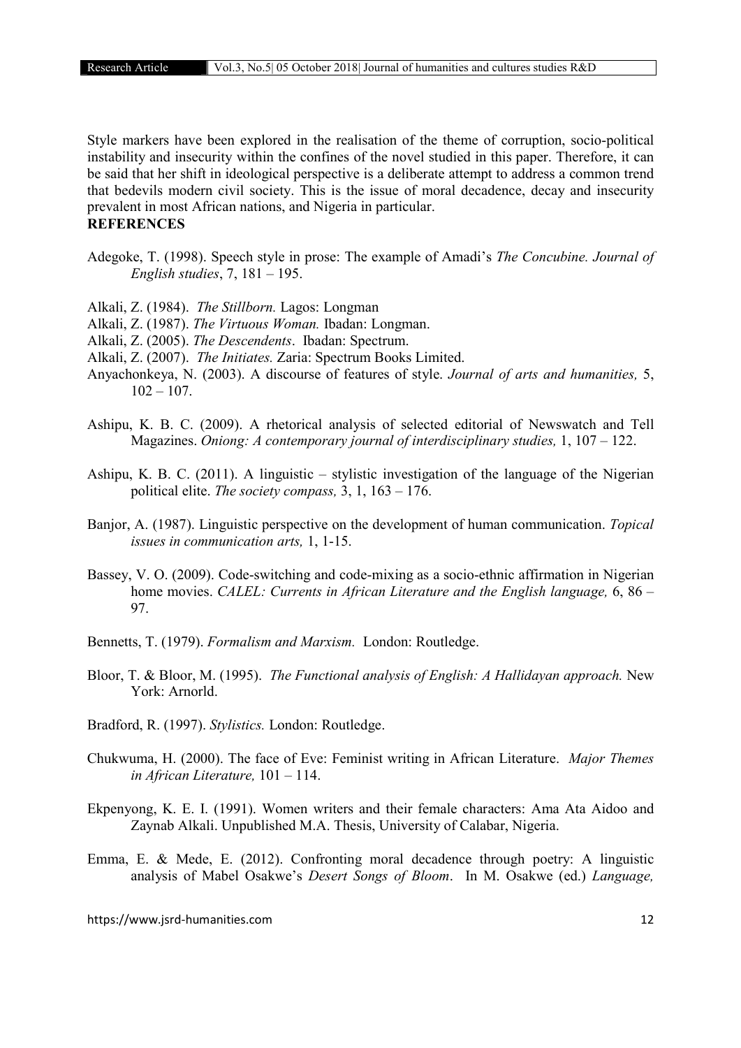Style markers have been explored in the realisation of the theme of corruption, socio-political instability and insecurity within the confines of the novel studied in this paper. Therefore, it can be said that her shift in ideological perspective is a deliberate attempt to address a common trend that bedevils modern civil society. This is the issue of moral decadence, decay and insecurity prevalent in most African nations, and Nigeria in particular.

**REFERENCES**

Adegoke, T. (1998). Speech style in prose: The example of Amadi's *The Concubine. Journal of English studies*, 7, 181 – 195.

Alkali, Z. (1984). *The Stillborn.* Lagos: Longman

Alkali, Z. (1987). *The Virtuous Woman.* Ibadan: Longman.

Alkali, Z. (2005). *The Descendents*. Ibadan: Spectrum.

Alkali, Z. (2007). *The Initiates.* Zaria: Spectrum Books Limited.

Anyachonkeya, N. (2003). A discourse of features of style. *Journal of arts and humanities,* 5, 102 – 107.

Ashipu, K. B. C. (2009). A rhetorical analysis of selected editorial of Newswatch and Tell Magazines. *Oniong: A contemporary journal of interdisciplinary studies,* 1, 107 – 122.

Ashipu, K. B. C. (2011). A linguistic – stylistic investigation of the language of the Nigerian political elite. *The society compass,* 3, 1, 163 – 176.

Banjor, A. (1987). Linguistic perspective on the development of human communication. *Topical issues in communication arts,* 1, 1-15.

Bassey, V. O. (2009). Code-switching and code-mixing as a socio-ethnic affirmation in Nigerian home movies. *CALEL: Currents in African Literature and the English language,* 6, 86 – 97.

Bennetts, T. (1979). *Formalism and Marxism.* London: Routledge.

Bloor, T. & Bloor, M. (1995). *The Functional analysis of English: A Hallidayan approach.* New York: Arnorld.

Bradford, R. (1997). *Stylistics.* London: Routledge.

Chukwuma, H. (2000). The face of Eve: Feminist writing in African Literature. *Major Themes in African Literature,* 101 – 114.

Ekpenyong, K. E. I. (1991). Women writers and their female characters: Ama Ata Aidoo and Zaynab Alkali. Unpublished M.A. Thesis, University of Calabar, Nigeria.

Emma, E. & Mede, E. (2012). Confronting moral decadence through poetry: A linguistic analysis of Mabel Osakwe's *Desert Songs of Bloom*. In M. Osakwe (ed.) *Language,*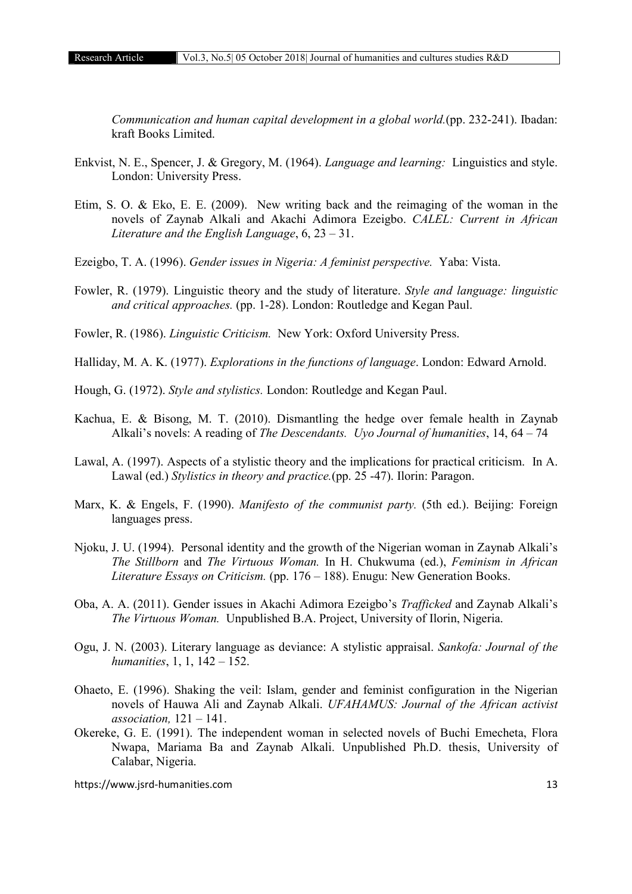*Communication and human capital development in a global world.*(pp. 232-241). Ibadan: kraft Books Limited.

Enkvist, N. E., Spencer, J. & Gregory, M. (1964). *Language and learning:* Linguistics and style. London: University Press.

Etim, S. O. & Eko, E. E. (2009). New writing back and the reimaging of the woman in the novels of Zaynab Alkali and Akachi Adimora Ezeigbo. *CALEL: Current in African Literature and the English Language*, 6, 23 – 31.

Ezeigbo, T. A. (1996). *Gender issues in Nigeria: A feminist perspective.* Yaba: Vista.

Fowler, R. (1979). Linguistic theory and the study of literature. *Style and language: linguistic and critical approaches.* (pp. 1-28). London: Routledge and Kegan Paul.

Fowler, R. (1986). *Linguistic Criticism.* New York: Oxford University Press.

Halliday, M. A. K. (1977). *Explorations in the functions of language*. London: Edward Arnold.

Hough, G. (1972). *Style and stylistics.* London: Routledge and Kegan Paul.

Kachua, E. & Bisong, M. T. (2010). Dismantling the hedge over female health in Zaynab Alkali's novels: A reading of *The Descendants. Uyo Journal of humanities*, 14, 64 – 74

Lawal, A. (1997). Aspects of a stylistic theory and the implications for practical criticism. In A. Lawal (ed.) *Stylistics in theory and practice.*(pp. 25 -47). Ilorin: Paragon.

Marx, K. & Engels, F. (1990). *Manifesto of the communist party.* (5th ed.). Beijing: Foreign languages press.

Njoku, J. U. (1994). Personal identity and the growth of the Nigerian woman in Zaynab Alkali's *The Stillborn* and *The Virtuous Woman.* In H. Chukwuma (ed.), *Feminism in African Literature Essays on Criticism.* (pp. 176 – 188). Enugu: New Generation Books.

Oba, A. A. (2011). Gender issues in Akachi Adimora Ezeigbo's *Trafficked* and Zaynab Alkali's *The Virtuous Woman.* Unpublished B.A. Project, University of Ilorin, Nigeria.

Ogu, J. N. (2003). Literary language as deviance: A stylistic appraisal. *Sankofa: Journal of the humanities*, 1, 1, 142 – 152.

Ohaeto, E. (1996). Shaking the veil: Islam, gender and feminist configuration in the Nigerian novels of Hauwa Ali and Zaynab Alkali. *UFAHAMUS: Journal of the African activist association,* 121 – 141.

Okereke, G. E. (1991). The independent woman in selected novels of Buchi Emecheta, Flora Nwapa, Mariama Ba and Zaynab Alkali. Unpublished Ph.D. thesis, University of Calabar, Nigeria.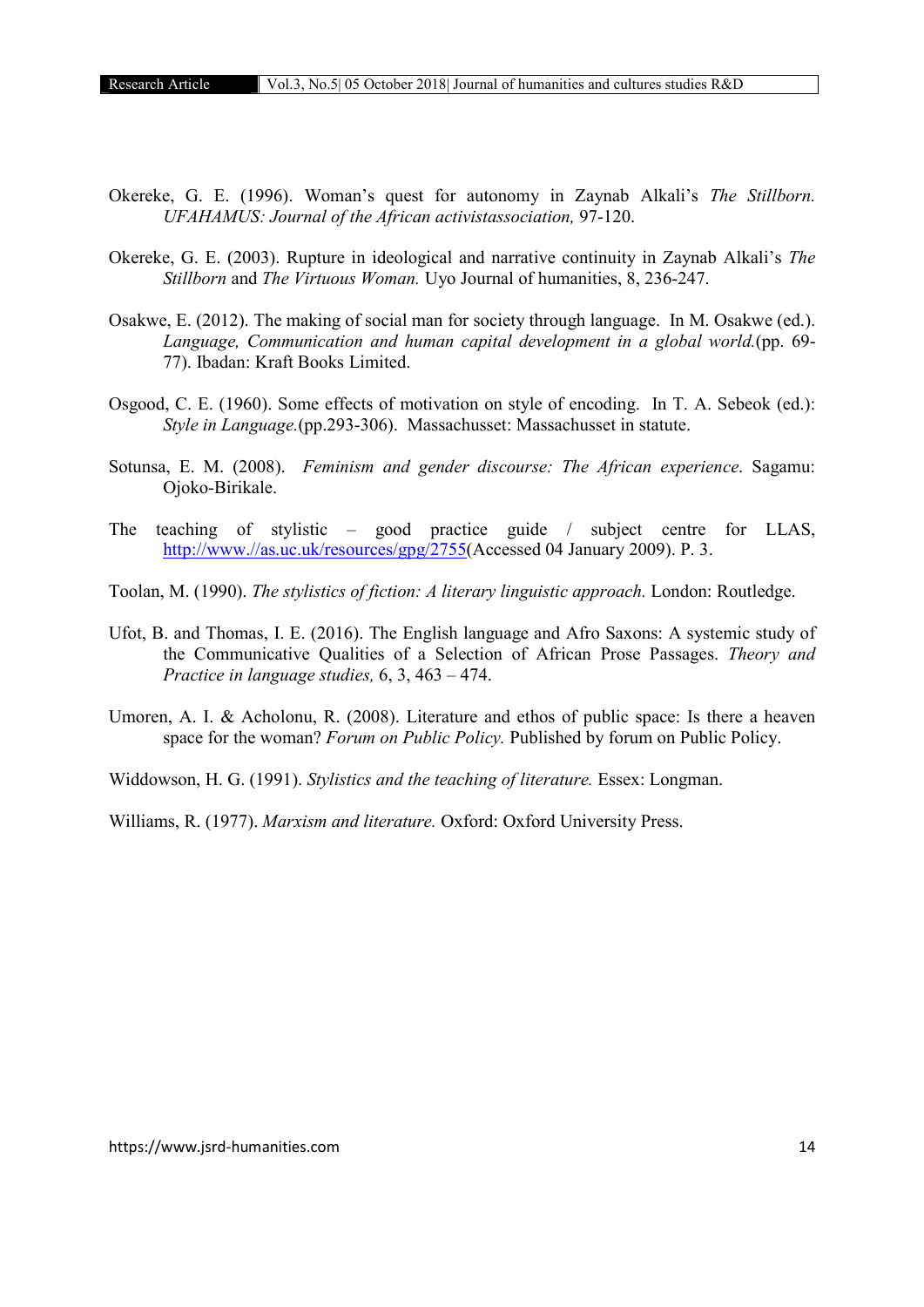Okereke, G. E. (1996). Woman's quest for autonomy in Zaynab Alkali's *The Stillborn. UFAHAMUS: Journal of the African activistassociation,* 97-120.

Okereke, G. E. (2003). Rupture in ideological and narrative continuity in Zaynab Alkali's *The Stillborn* and *The Virtuous Woman.* Uyo Journal of humanities, 8, 236-247.

Osakwe, E. (2012). The making of social man for society through language. In M. Osakwe (ed.). *Language, Communication and human capital development in a global world.*(pp. 69-77). Ibadan: Kraft Books Limited.

Osgood, C. E. (1960). Some effects of motivation on style of encoding. In T. A. Sebeok (ed.): *Style in Language.*(pp.293-306). Massachusset: Massachusset in statute.

Sotunsa, E. M. (2008). *Feminism and gender discourse: The African experience*. Sagamu: Ojoko-Birikale.

The teaching of stylistic – good practice guide / subject centre for LLAS, http://www.//as.uc.uk/resources/gpg/2755(Accessed 04 January 2009). P. 3.

Toolan, M. (1990). *The stylistics of fiction: A literary linguistic approach.* London: Routledge.

Ufot, B. and Thomas, I. E. (2016). The English language and Afro Saxons: A systemic study of the Communicative Qualities of a Selection of African Prose Passages. *Theory and Practice in language studies,* 6, 3, 463 – 474.

Umoren, A. I. & Acholonu, R. (2008). Literature and ethos of public space: Is there a heaven space for the woman? *Forum on Public Policy.* Published by forum on Public Policy.

Widdowson, H. G. (1991). *Stylistics and the teaching of literature.* Essex: Longman.

Williams, R. (1977). *Marxism and literature.* Oxford: Oxford University Press.